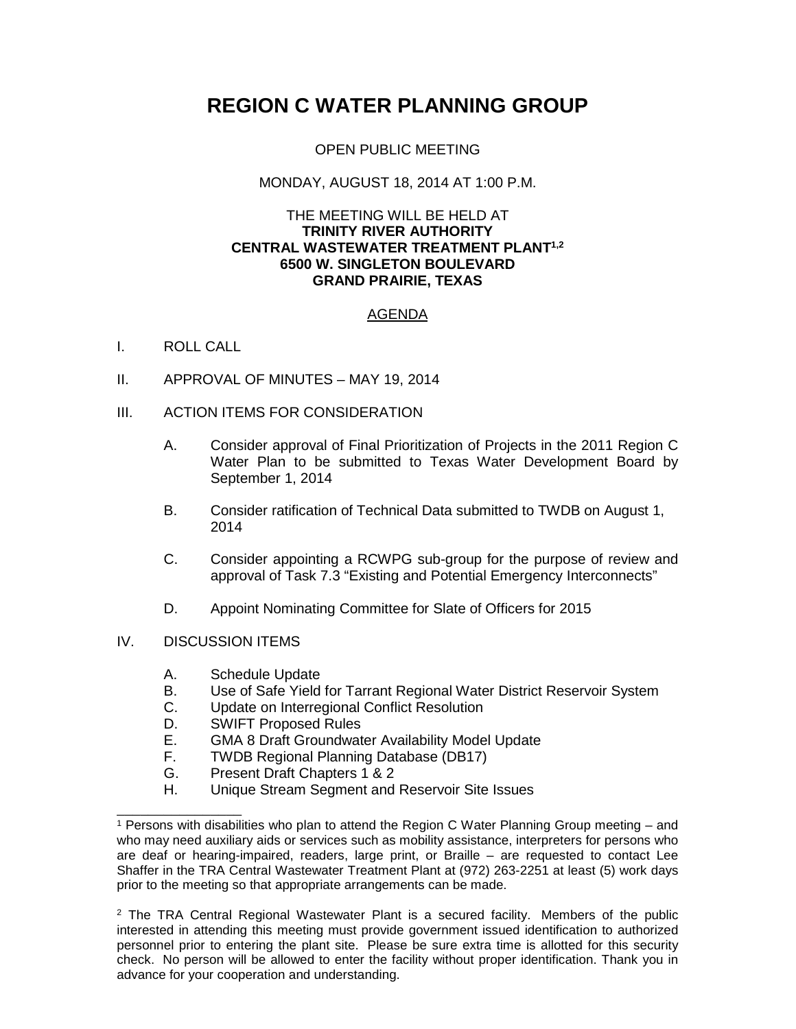# REGION C WATER PLANNING GROUP

OPEN PUBLIC MEETING

MONDAY, AUGUST 18, 2014 AT 1:00 P.M.

THE MEETING WILL BE HELD AT
**TRINITY RIVER AUTHORITY**
**CENTRAL WASTEWATER TREATMENT PLANT[1,2]**
**6500 W. SINGLETON BOULEVARD**
**GRAND PRAIRIE, TEXAS**

## AGENDA

I. ROLL CALL

II. APPROVAL OF MINUTES – MAY 19, 2014

III. ACTION ITEMS FOR CONSIDERATION

  A. Consider approval of Final Prioritization of Projects in the 2011 Region C Water Plan to be submitted to Texas Water Development Board by September 1, 2014

  B. Consider ratification of Technical Data submitted to TWDB on August 1, 2014

  C. Consider appointing a RCWPG sub-group for the purpose of review and approval of Task 7.3 "Existing and Potential Emergency Interconnects"

  D. Appoint Nominating Committee for Slate of Officers for 2015

IV. DISCUSSION ITEMS

  A. Schedule Update
  B. Use of Safe Yield for Tarrant Regional Water District Reservoir System
  C. Update on Interregional Conflict Resolution
  D. SWIFT Proposed Rules
  E. GMA 8 Draft Groundwater Availability Model Update
  F. TWDB Regional Planning Database (DB17)
  G. Present Draft Chapters 1 & 2
  H. Unique Stream Segment and Reservoir Site Issues

---

[1] Persons with disabilities who plan to attend the Region C Water Planning Group meeting – and who may need auxiliary aids or services such as mobility assistance, interpreters for persons who are deaf or hearing-impaired, readers, large print, or Braille – are requested to contact Lee Shaffer in the TRA Central Wastewater Treatment Plant at (972) 263-2251 at least (5) work days prior to the meeting so that appropriate arrangements can be made.

[2] The TRA Central Regional Wastewater Plant is a secured facility. Members of the public interested in attending this meeting must provide government issued identification to authorized personnel prior to entering the plant site. Please be sure extra time is allotted for this security check. No person will be allowed to enter the facility without proper identification. Thank you in advance for your cooperation and understanding.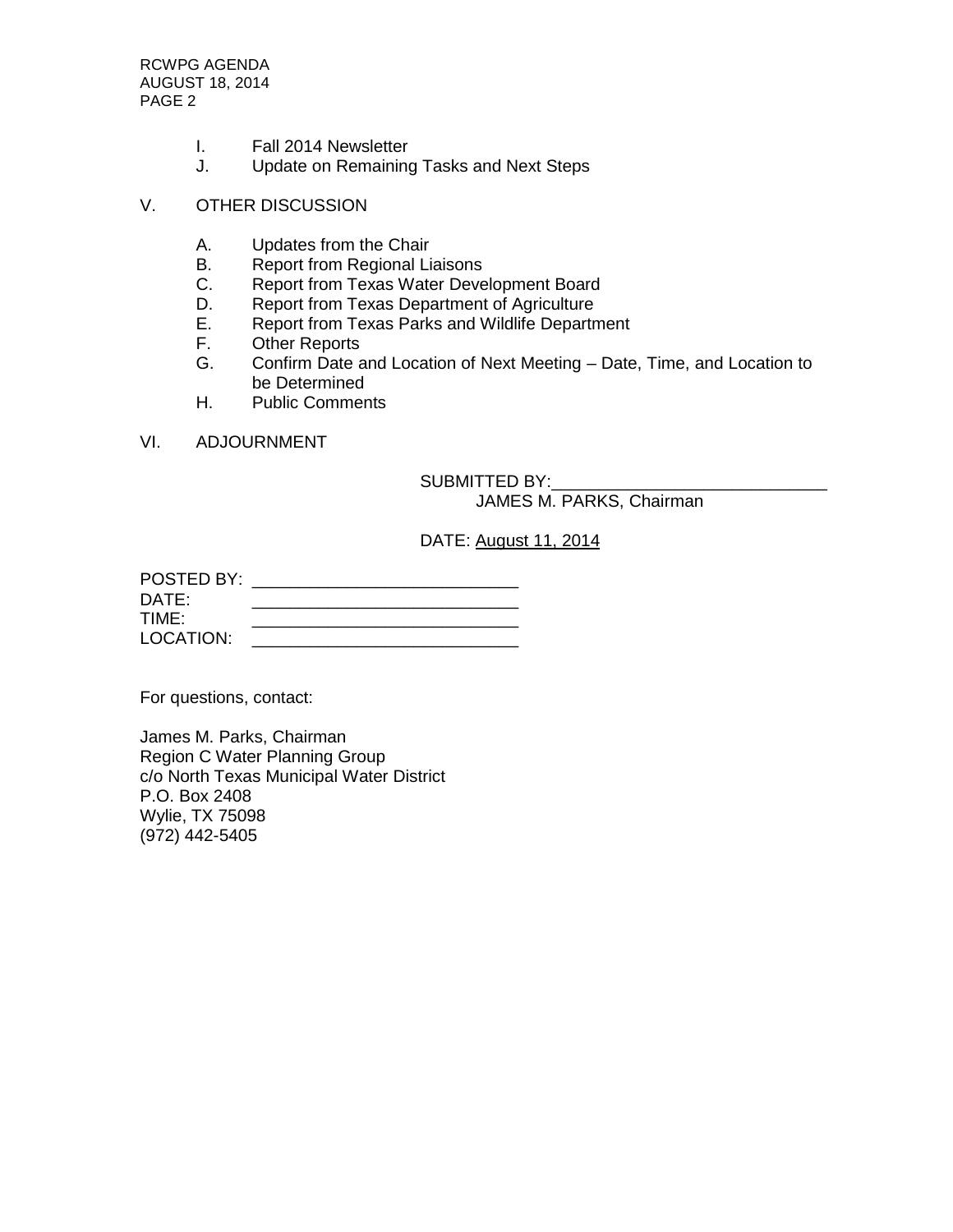I. Fall 2014 Newsletter
J. Update on Remaining Tasks and Next Steps

V. OTHER DISCUSSION

A. Updates from the Chair
B. Report from Regional Liaisons
C. Report from Texas Water Development Board
D. Report from Texas Department of Agriculture
E. Report from Texas Parks and Wildlife Department
F. Other Reports
G. Confirm Date and Location of Next Meeting – Date, Time, and Location to be Determined
H. Public Comments

VI. ADJOURNMENT

SUBMITTED BY:_____________________________
JAMES M. PARKS, Chairman

DATE: August 11, 2014

POSTED BY: ___________________________
DATE: ___________________________
TIME: ___________________________
LOCATION: ___________________________

For questions, contact:

James M. Parks, Chairman
Region C Water Planning Group
c/o North Texas Municipal Water District
P.O. Box 2408
Wylie, TX 75098
(972) 442-5405